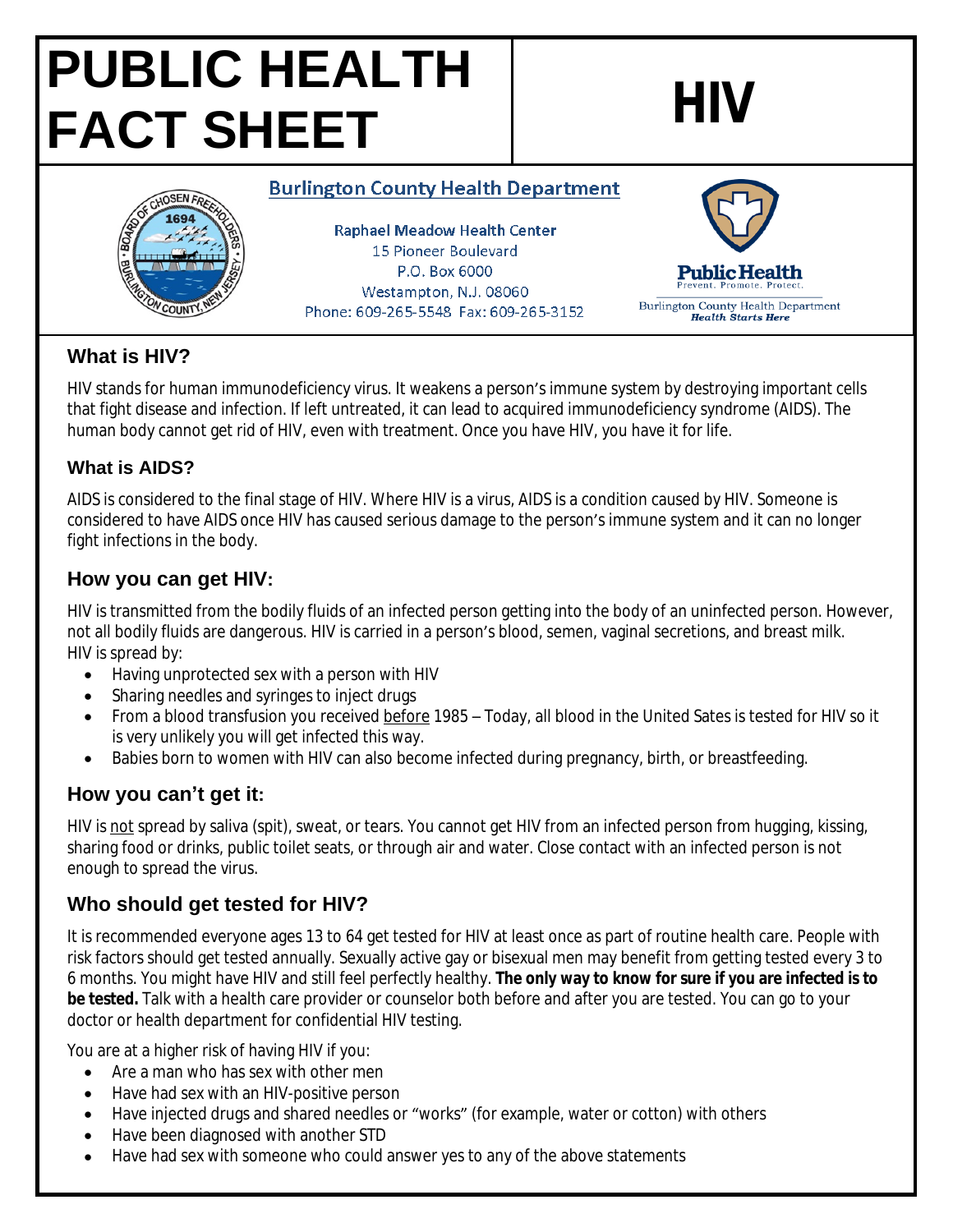# PUBLIC HEALTH FACT SHEET

# HIV

**Burlington County Health Department**

Raphael Meadow Health Center
15 Pioneer Boulevard
P.O. Box 6000
Westampton, N.J. 08060
Phone: 609-265-5548 Fax: 609-265-3152

Public Health
Prevent. Promote. Protect.
Burlington County Health Department
*Health Starts Here*

## What is HIV?

HIV stands for human immunodeficiency virus. It weakens a person's immune system by destroying important cells that fight disease and infection. If left untreated, it can lead to acquired immunodeficiency syndrome (AIDS). The human body cannot get rid of HIV, even with treatment. Once you have HIV, you have it for life.

### What is AIDS?

AIDS is considered to the final stage of HIV. Where HIV is a virus, AIDS is a condition caused by HIV. Someone is considered to have AIDS once HIV has caused serious damage to the person's immune system and it can no longer fight infections in the body.

## How you can get HIV:

HIV is transmitted from the bodily fluids of an infected person getting into the body of an uninfected person. However, not all bodily fluids are dangerous. HIV is carried in a person's blood, semen, vaginal secretions, and breast milk.
HIV is spread by:

- Having unprotected sex with a person with HIV
- Sharing needles and syringes to inject drugs
- From a blood transfusion you received before 1985 – Today, all blood in the United Sates is tested for HIV so it is very unlikely you will get infected this way.
- Babies born to women with HIV can also become infected during pregnancy, birth, or breastfeeding.

## How you can't get it:

HIV is not spread by saliva (spit), sweat, or tears. You cannot get HIV from an infected person from hugging, kissing, sharing food or drinks, public toilet seats, or through air and water. Close contact with an infected person is not enough to spread the virus.

## Who should get tested for HIV?

It is recommended everyone ages 13 to 64 get tested for HIV at least once as part of routine health care. People with risk factors should get tested annually. Sexually active gay or bisexual men may benefit from getting tested every 3 to 6 months. You might have HIV and still feel perfectly healthy. **The only way to know for sure if you are infected is to be tested.** Talk with a health care provider or counselor both before and after you are tested. You can go to your doctor or health department for confidential HIV testing.

You are at a higher risk of having HIV if you:

- Are a man who has sex with other men
- Have had sex with an HIV-positive person
- Have injected drugs and shared needles or "works" (for example, water or cotton) with others
- Have been diagnosed with another STD
- Have had sex with someone who could answer yes to any of the above statements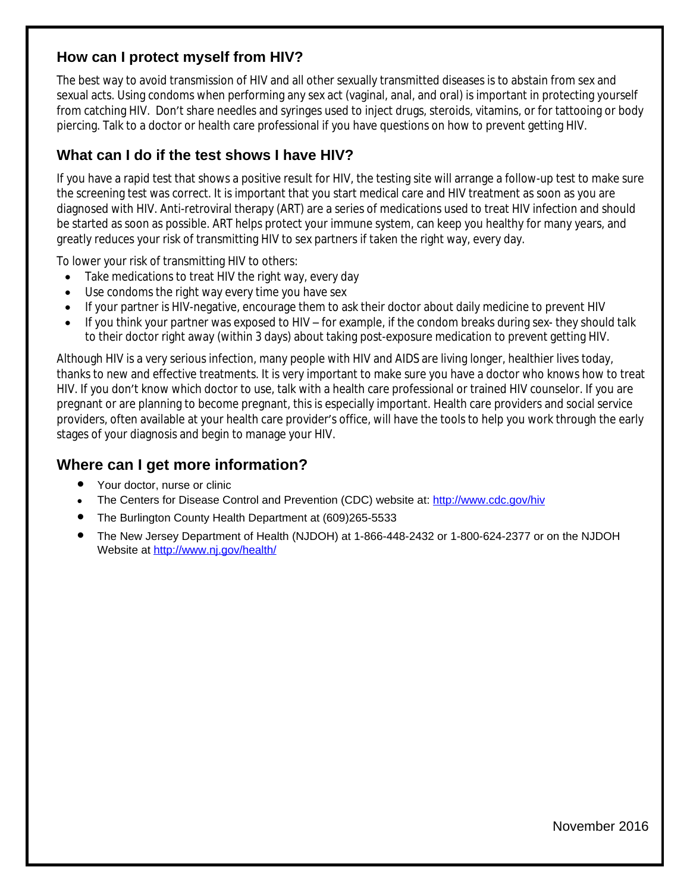## How can I protect myself from HIV?

The best way to avoid transmission of HIV and all other sexually transmitted diseases is to abstain from sex and sexual acts. Using condoms when performing any sex act (vaginal, anal, and oral) is important in protecting yourself from catching HIV. Don't share needles and syringes used to inject drugs, steroids, vitamins, or for tattooing or body piercing. Talk to a doctor or health care professional if you have questions on how to prevent getting HIV.

## What can I do if the test shows I have HIV?

If you have a rapid test that shows a positive result for HIV, the testing site will arrange a follow-up test to make sure the screening test was correct. It is important that you start medical care and HIV treatment as soon as you are diagnosed with HIV. Anti-retroviral therapy (ART) are a series of medications used to treat HIV infection and should be started as soon as possible. ART helps protect your immune system, can keep you healthy for many years, and greatly reduces your risk of transmitting HIV to sex partners if taken the right way, every day.

To lower your risk of transmitting HIV to others:

- Take medications to treat HIV the right way, every day
- Use condoms the right way every time you have sex
- If your partner is HIV-negative, encourage them to ask their doctor about daily medicine to prevent HIV
- If you think your partner was exposed to HIV – for example, if the condom breaks during sex- they should talk to their doctor right away (within 3 days) about taking post-exposure medication to prevent getting HIV.

Although HIV is a very serious infection, many people with HIV and AIDS are living longer, healthier lives today, thanks to new and effective treatments. It is very important to make sure you have a doctor who knows how to treat HIV. If you don't know which doctor to use, talk with a health care professional or trained HIV counselor. If you are pregnant or are planning to become pregnant, this is especially important. Health care providers and social service providers, often available at your health care provider's office, will have the tools to help you work through the early stages of your diagnosis and begin to manage your HIV.

## Where can I get more information?

- Your doctor, nurse or clinic
- The Centers for Disease Control and Prevention (CDC) website at: http://www.cdc.gov/hiv
- The Burlington County Health Department at (609)265-5533
- The New Jersey Department of Health (NJDOH) at 1-866-448-2432 or 1-800-624-2377 or on the NJDOH Website at http://www.nj.gov/health/

November 2016